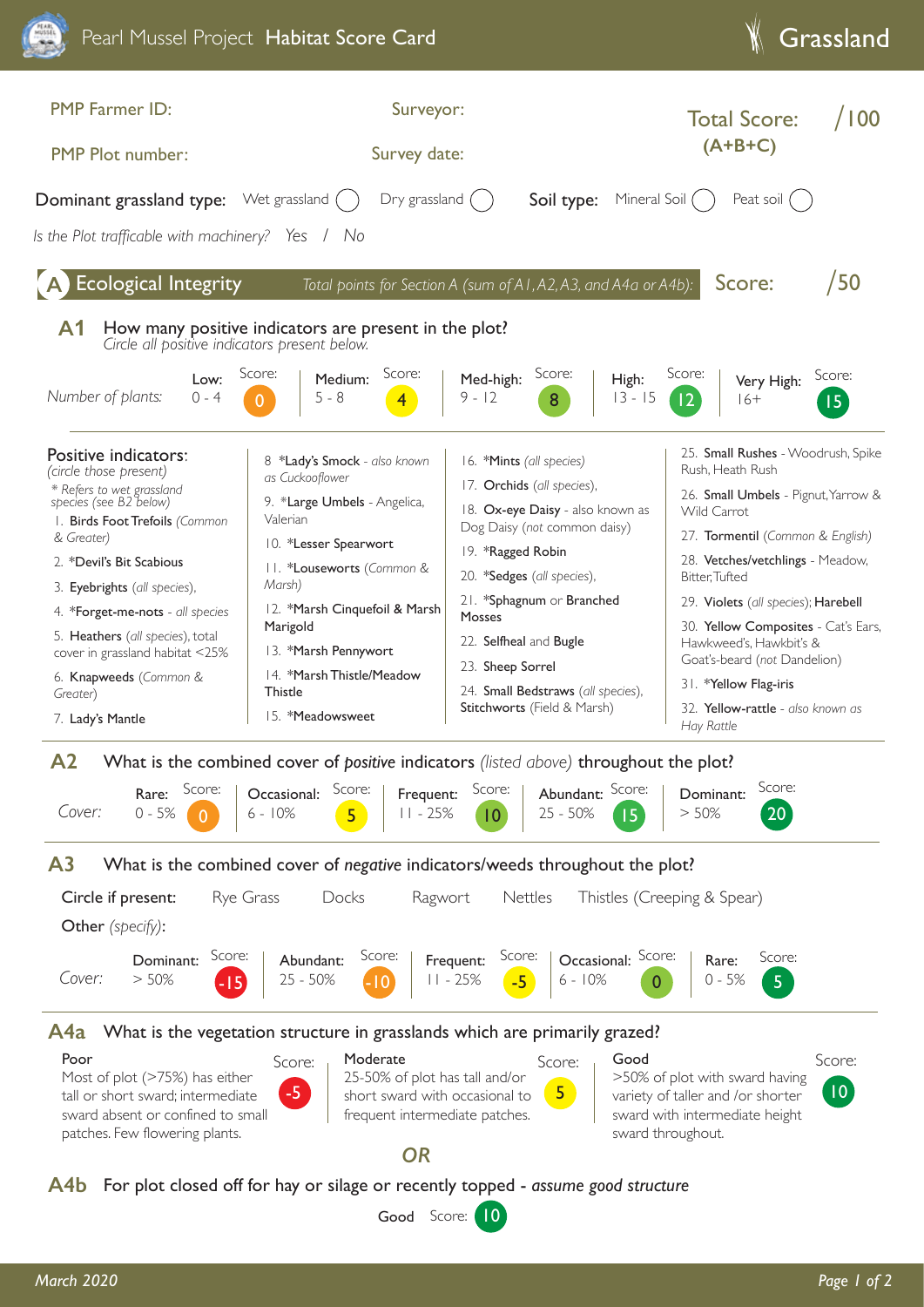# Pearl Mussel Project **Habitat Score Card** — Grassland

PMP Farmer ID:

PMP Plot number:

Surveyor:

Survey date:

**Total Score: (A+B+C)** /100

**Dominant grassland type:** Wet grassland ◯ Dry grassland ◯ **Soil type:** Mineral Soil ◯ Peat soil ◯

*Is the Plot trafficable with machinery? Yes / No*

## A Ecological Integrity

*Total points for Section A (sum of A1, A2, A3, and A4a or A4b):* **Score: /50**

### A1 How many positive indicators are present in the plot?

*Circle all positive indicators present below.*

| *Number of plants:* | Low: 0 - 4 | Medium: 5 - 8 | Med-high: 9 - 12 | High: 13 - 15 | Very High: 16+ |
|---|---|---|---|---|---|
| Score: | 0 | 4 | 8 | 12 | 15 |

**Positive indicators:**
*(circle those present)*
*\* Refers to wet grassland species (see B2 below)*

1. **Birds Foot Trefoils** *(Common & Greater)*
2. *\*Devil's Bit Scabious*
3. **Eyebrights** *(all species)*,
4. **\*Forget-me-nots** - *all species*
5. **Heathers** *(all species)*, total cover in grassland habitat <25%
6. **Knapweeds** *(Common & Greater)*
7. **Lady's Mantle**
8. **\*Lady's Smock** - *also known as Cuckooflower*
9. **\*Large Umbels** - Angelica, Valerian
10. **\*Lesser Spearwort**
11. **\*Louseworts** *(Common & Marsh)*
12. **\*Marsh Cinquefoil & Marsh Marigold**
13. **\*Marsh Pennywort**
14. **\*Marsh Thistle/Meadow Thistle**
15. **\*Meadowsweet**
16. **\*Mints** *(all species)*
17. **Orchids** *(all species)*,
18. **Ox-eye Daisy** - also known as Dog Daisy (*not* common daisy)
19. **\*Ragged Robin**
20. **\*Sedges** *(all species)*,
21. **\*Sphagnum** or **Branched** Mosses
22. **Selfheal** and **Bugle**
23. **Sheep Sorrel**
24. **Small Bedstraws** *(all species)*, Stitchworts (Field & Marsh)
25. **Small Rushes** - Woodrush, Spike Rush, Heath Rush
26. **Small Umbels** - Pignut, Yarrow & Wild Carrot
27. **Tormentil** *(Common & English)*
28. **Vetches/vetchlings** - Meadow, Bitter, Tufted
29. **Violets** *(all species)*; **Harebell**
30. **Yellow Composites** - Cat's Ears, Hawkweed's, Hawkbit's & Goat's-beard (*not* Dandelion)
31. **\*Yellow Flag-iris**
32. **Yellow-rattle** - *also known as Hay Rattle*

### A2 What is the combined cover of *positive* indicators *(listed above)* throughout the plot?

| *Cover:* | Rare: 0 - 5% | Occasional: 6 - 10% | Frequent: 11 - 25% | Abundant: 25 - 50% | Dominant: > 50% |
|---|---|---|---|---|---|
| Score: | 0 | 5 | 10 | 15 | 20 |

### A3 What is the combined cover of *negative* indicators/weeds throughout the plot?

**Circle if present:** Rye Grass Docks Ragwort Nettles Thistles (Creeping & Spear)

**Other** *(specify)*:

| *Cover:* | Dominant: > 50% | Abundant: 25 - 50% | Frequent: 11 - 25% | Occasional: 6 - 10% | Rare: 0 - 5% |
|---|---|---|---|---|---|
| Score: | -15 | -10 | -5 | 0 | 5 |

### A4a What is the vegetation structure in grasslands which are primarily grazed?

| Poor | Score: | Moderate | Score: | Good | Score: |
|---|---|---|---|---|---|
| Most of plot (>75%) has either tall or short sward; intermediate sward absent or confined to small patches. Few flowering plants. | -5 | 25-50% of plot has tall and/or short sward with occasional to frequent intermediate patches. | 5 | >50% of plot with sward having variety of taller and /or shorter sward with intermediate height sward throughout. | 10 |

***OR***

### A4b For plot closed off for hay or silage or recently topped - *assume good structure*

Good Score: 10

*March 2020*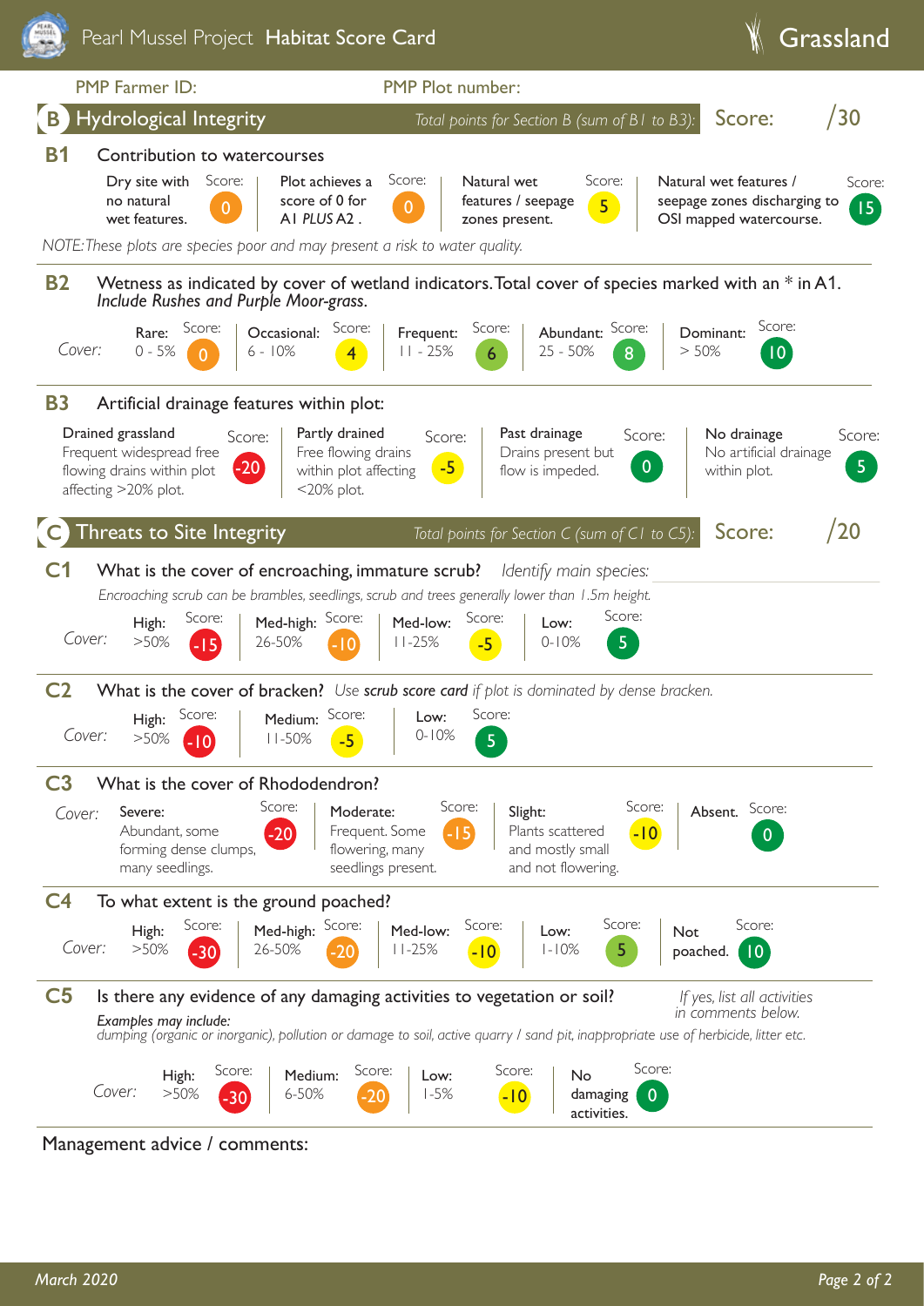Pearl Mussel Project **Habitat Score Card** — Grassland

PMP Farmer ID: PMP Plot number:

## B Hydrological Integrity

*Total points for Section B (sum of B1 to B3):* Score: /30

### B1 Contribution to watercourses

| Option | Score |
|---|---|
| Dry site with no natural wet features. | 0 |
| Plot achieves a score of 0 for A1 *PLUS* A2 . | 0 |
| Natural wet features / seepage zones present. | 5 |
| Natural wet features / seepage zones discharging to OSI mapped watercourse. | 15 |

*NOTE: These plots are species poor and may present a risk to water quality.*

### B2 Wetness as indicated by cover of wetland indicators. Total cover of species marked with an * in A1. *Include Rushes and Purple Moor-grass.*

| Cover: | Rare: 0 - 5% | Occasional: 6 - 10% | Frequent: 11 - 25% | Abundant: 25 - 50% | Dominant: > 50% |
|---|---|---|---|---|---|
| Score: | 0 | 4 | 6 | 8 | 10 |

### B3 Artificial drainage features within plot:

| Option | Score |
|---|---|
| Drained grassland: Frequent widespread free flowing drains within plot affecting >20% plot. | -20 |
| Partly drained: Free flowing drains within plot affecting <20% plot. | -5 |
| Past drainage: Drains present but flow is impeded. | 0 |
| No drainage: No artificial drainage within plot. | 5 |

## C Threats to Site Integrity

*Total points for Section C (sum of C1 to C5):* Score: /20

### C1 What is the cover of encroaching, immature scrub? *Identify main species:*

*Encroaching scrub can be brambles, seedlings, scrub and trees generally lower than 1.5m height.*

| Cover: | High: >50% | Med-high: 26-50% | Med-low: 11-25% | Low: 0-10% |
|---|---|---|---|---|
| Score: | -15 | -10 | -5 | 5 |

### C2 What is the cover of bracken? *Use **scrub score card** if plot is dominated by dense bracken.*

| Cover: | High: >50% | Medium: 11-50% | Low: 0-10% |
|---|---|---|---|
| Score: | -10 | -5 | 5 |

### C3 What is the cover of Rhododendron?

| Cover | Score |
|---|---|
| Severe: Abundant, some forming dense clumps, many seedlings. | -20 |
| Moderate: Frequent. Some flowering, many seedlings present. | -15 |
| Slight: Plants scattered and mostly small and not flowering. | -10 |
| Absent. | 0 |

### C4 To what extent is the ground poached?

| Cover: | High: >50% | Med-high: 26-50% | Med-low: 11-25% | Low: 1-10% | Not poached. |
|---|---|---|---|---|---|
| Score: | -30 | -20 | -10 | 5 | 10 |

### C5 Is there any evidence of any damaging activities to vegetation or soil? *If yes, list all activities in comments below.*

*Examples may include:*
*dumping (organic or inorganic), pollution or damage to soil, active quarry / sand pit, inappropriate use of herbicide, litter etc.*

| Cover: | High: >50% | Medium: 6-50% | Low: 1-5% | No damaging activities. |
|---|---|---|---|---|
| Score: | -30 | -20 | -10 | 0 |

Management advice / comments:

*March 2020*